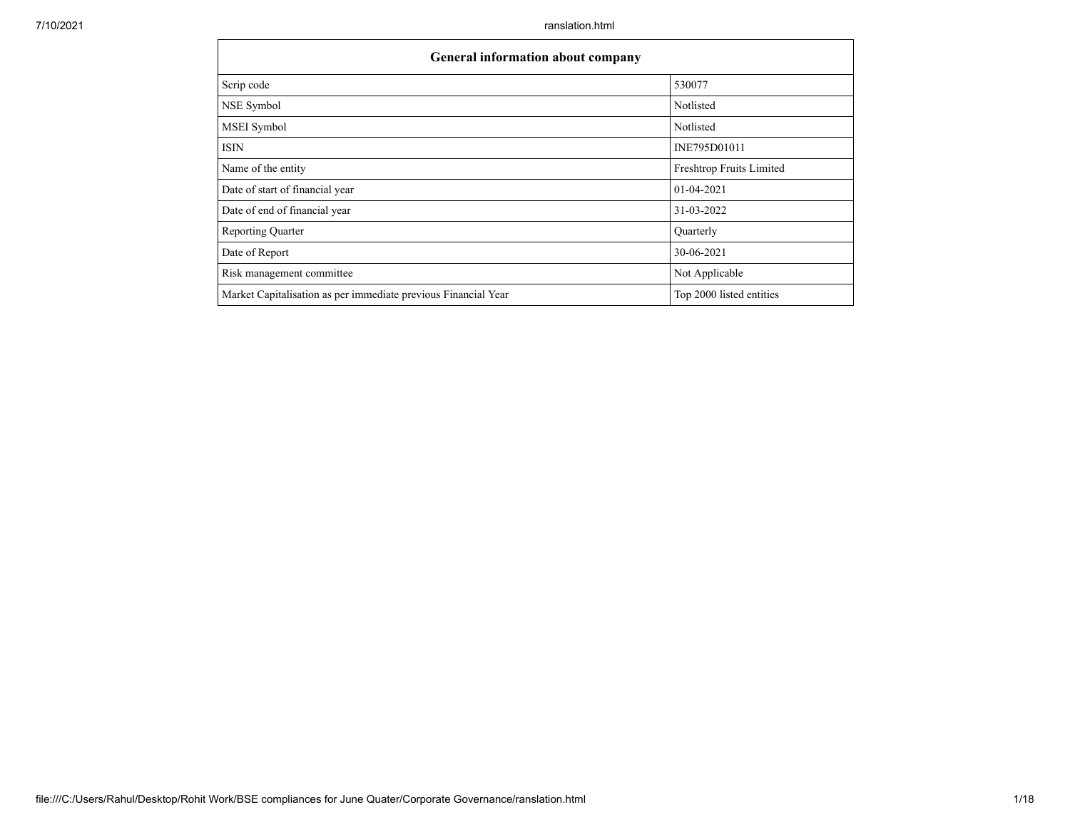| General information about company | |
|---|---|
| Scrip code | 530077 |
| NSE Symbol | Notlisted |
| MSEI Symbol | Notlisted |
| ISIN | INE795D01011 |
| Name of the entity | Freshtrop Fruits Limited |
| Date of start of financial year | 01-04-2021 |
| Date of end of financial year | 31-03-2022 |
| Reporting Quarter | Quarterly |
| Date of Report | 30-06-2021 |
| Risk management committee | Not Applicable |
| Market Capitalisation as per immediate previous Financial Year | Top 2000 listed entities |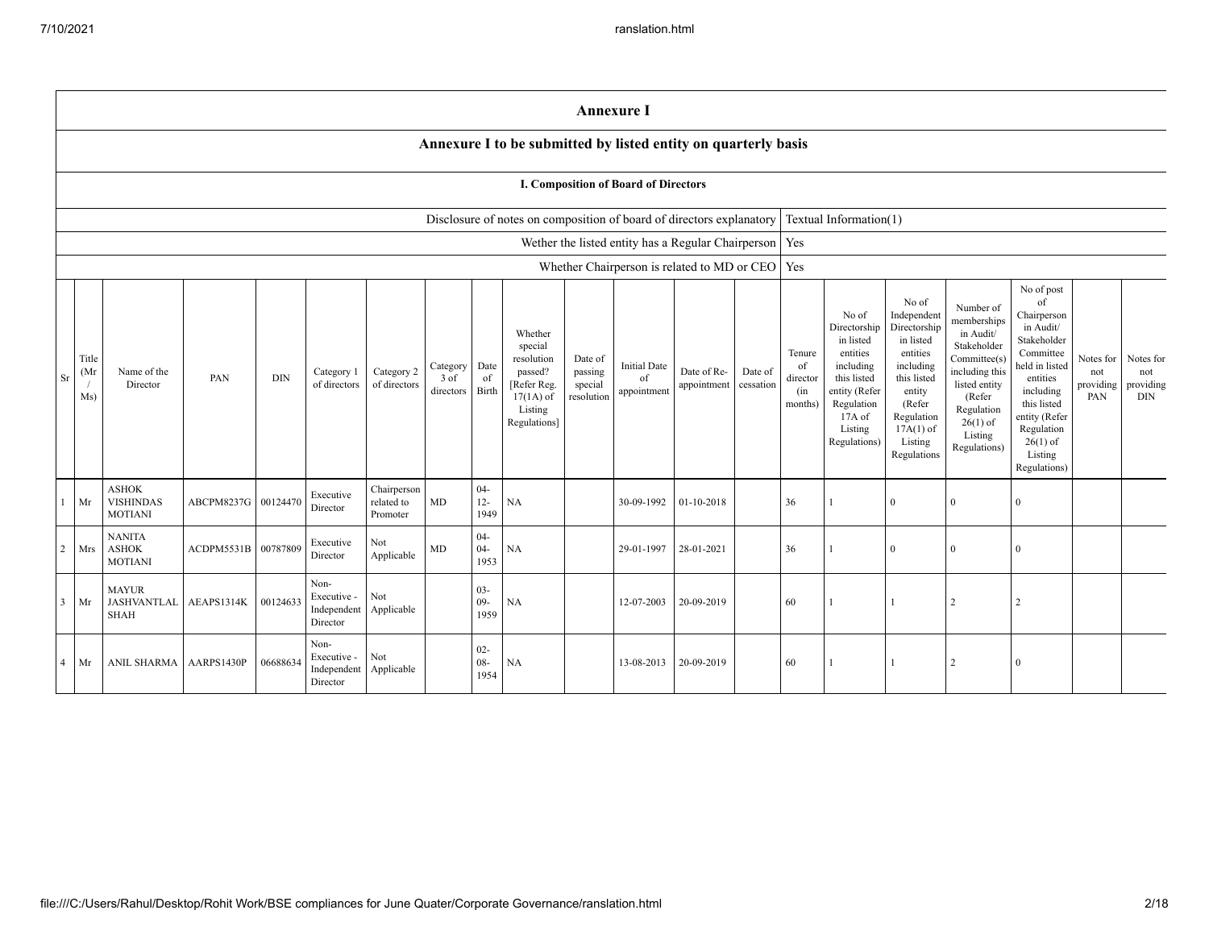## Annexure I

### Annexure I to be submitted by listed entity on quarterly basis

#### I. Composition of Board of Directors

| | |
|---|---|
| Disclosure of notes on composition of board of directors explanatory | Textual Information(1) |
| Wether the listed entity has a Regular Chairperson | Yes |
| Whether Chairperson is related to MD or CEO | Yes |

| Sr | Title (Mr / Ms) | Name of the Director | PAN | DIN | Category 1 of directors | Category 2 of directors | Category 3 of directors | Date of Birth | Whether special resolution passed? [Refer Reg. 17(1A) of Listing Regulations] | Date of passing special resolution | Initial Date of appointment | Date of Re-appointment | Date of cessation | Tenure of director (in months) | No of Directorship in listed entities including this listed entity (Refer Regulation 17A of Listing Regulations) | No of Independent Directorship in listed entities including this listed entity (Refer Regulation 17A(1) of Listing Regulations | Number of memberships in Audit/ Stakeholder Committee(s) including this listed entity (Refer Regulation 26(1) of Listing Regulations) | No of post of Chairperson in Audit/ Stakeholder Committee held in listed entities including this listed entity (Refer Regulation 26(1) of Listing Regulations) | Notes for not providing PAN | Notes for not providing DIN |
|---|---|---|---|---|---|---|---|---|---|---|---|---|---|---|---|---|---|---|---|---|
| 1 | Mr | ASHOK VISHINDAS MOTIANI | ABCPM8237G | 00124470 | Executive Director | Chairperson related to Promoter | MD | 04-12-1949 | NA | | 30-09-1992 | 01-10-2018 | | 36 | 1 | 0 | 0 | 0 | | |
| 2 | Mrs | NANITA ASHOK MOTIANI | ACDPM5531B | 00787809 | Executive Director | Not Applicable | MD | 04-04-1953 | NA | | 29-01-1997 | 28-01-2021 | | 36 | 1 | 0 | 0 | 0 | | |
| 3 | Mr | MAYUR JASHVANTLAL SHAH | AEAPS1314K | 00124633 | Non-Executive - Independent Director | Not Applicable | | 03-09-1959 | NA | | 12-07-2003 | 20-09-2019 | | 60 | 1 | 1 | 2 | 2 | | |
| 4 | Mr | ANIL SHARMA | AARPS1430P | 06688634 | Non-Executive - Independent Director | Not Applicable | | 02-08-1954 | NA | | 13-08-2013 | 20-09-2019 | | 60 | 1 | 1 | 2 | 0 | | |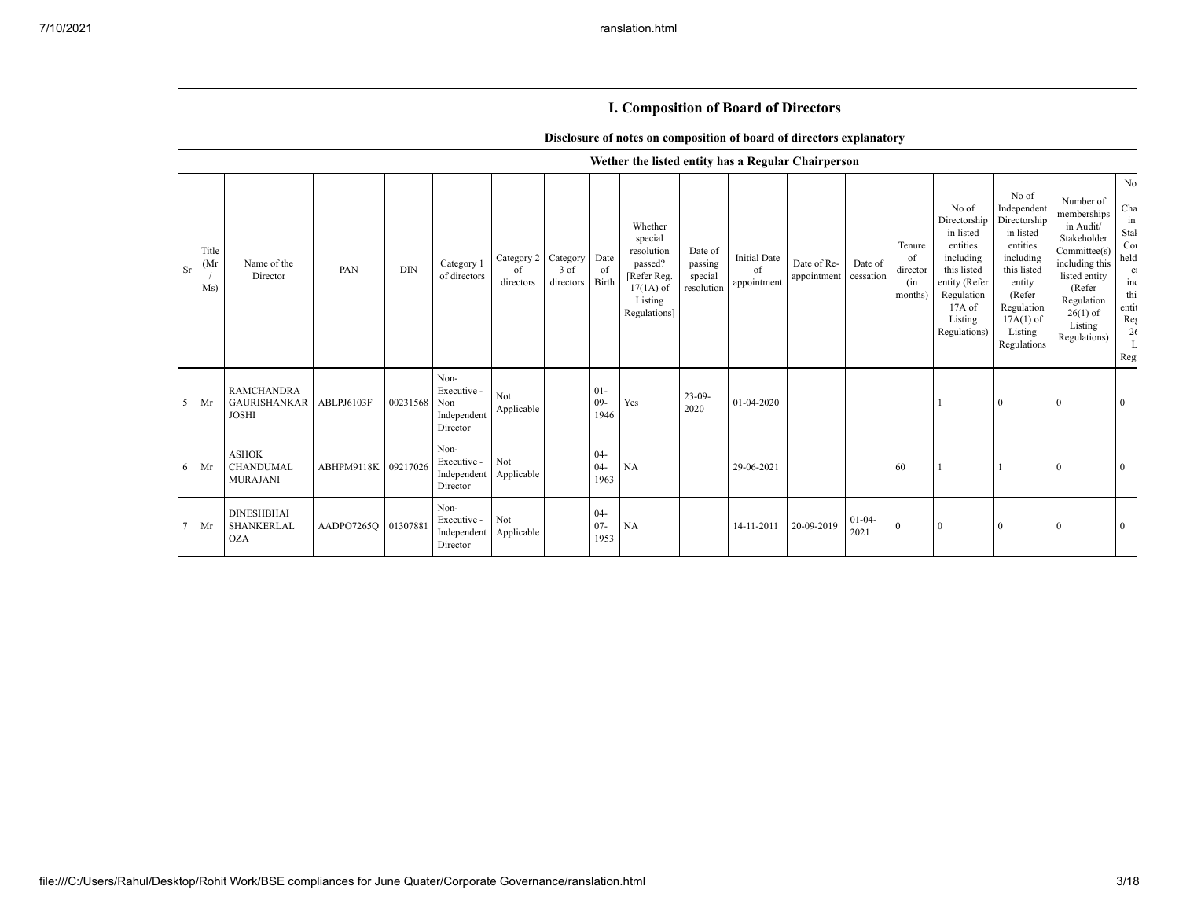## I. Composition of Board of Directors

### Disclosure of notes on composition of board of directors explanatory

### Wether the listed entity has a Regular Chairperson

| Sr | Title (Mr / Ms) | Name of the Director | PAN | DIN | Category 1 of directors | Category 2 of directors | Category 3 of directors | Date of Birth | Whether special resolution passed? [Refer Reg. 17(1A) of Listing Regulations] | Date of passing special resolution | Initial Date of appointment | Date of Re-appointment | Date of cessation | Tenure of director (in months) | No of Directorship in listed entities including this listed entity (Refer Regulation 17A of Listing Regulations) | No of Independent Directorship in listed entities including this listed entity (Refer Regulation 17A(1) of Listing Regulations | Number of memberships in Audit/ Stakeholder Committee(s) including this listed entity (Refer Regulation 26(1) of Listing Regulations) | No Cha in Stak Co held e inc thi entit Reg 26 L Reg |
|---|---|---|---|---|---|---|---|---|---|---|---|---|---|---|---|---|---|---|
| 5 | Mr | RAMCHANDRA GAURISHANKAR JOSHI | ABLPJ6103F | 00231568 | Non-Executive - Non Independent Director | Not Applicable | | 01-09-1946 | Yes | 23-09-2020 | 01-04-2020 | | | | 1 | 0 | 0 | 0 |
| 6 | Mr | ASHOK CHANDUMAL MURAJANI | ABHPM9118K | 09217026 | Non-Executive - Independent Director | Not Applicable | | 04-04-1963 | NA | | 29-06-2021 | | | 60 | 1 | 1 | 0 | 0 |
| 7 | Mr | DINESHBHAI SHANKERLAL OZA | AADPO7265Q | 01307881 | Non-Executive - Independent Director | Not Applicable | | 04-07-1953 | NA | | 14-11-2011 | 20-09-2019 | 01-04-2021 | 0 | 0 | 0 | 0 | 0 |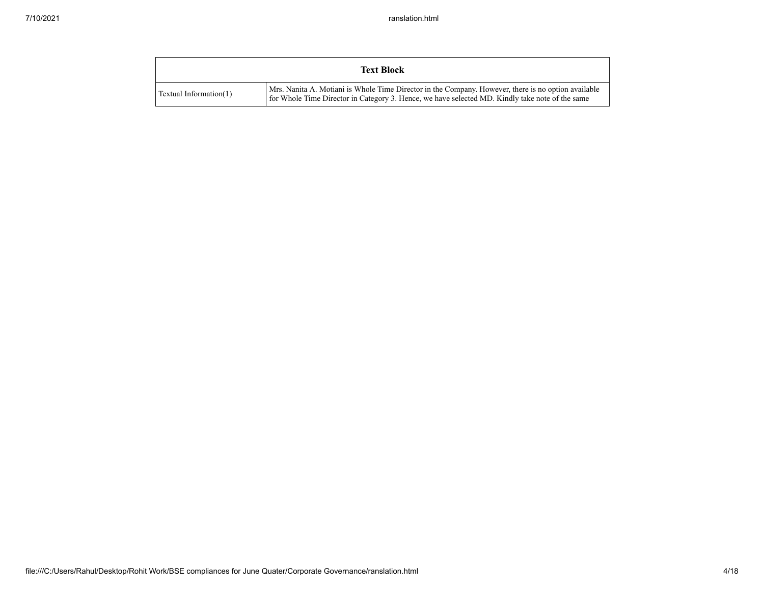| Text Block | |
|---|---|
| Textual Information(1) | Mrs. Nanita A. Motiani is Whole Time Director in the Company. However, there is no option available for Whole Time Director in Category 3. Hence, we have selected MD. Kindly take note of the same |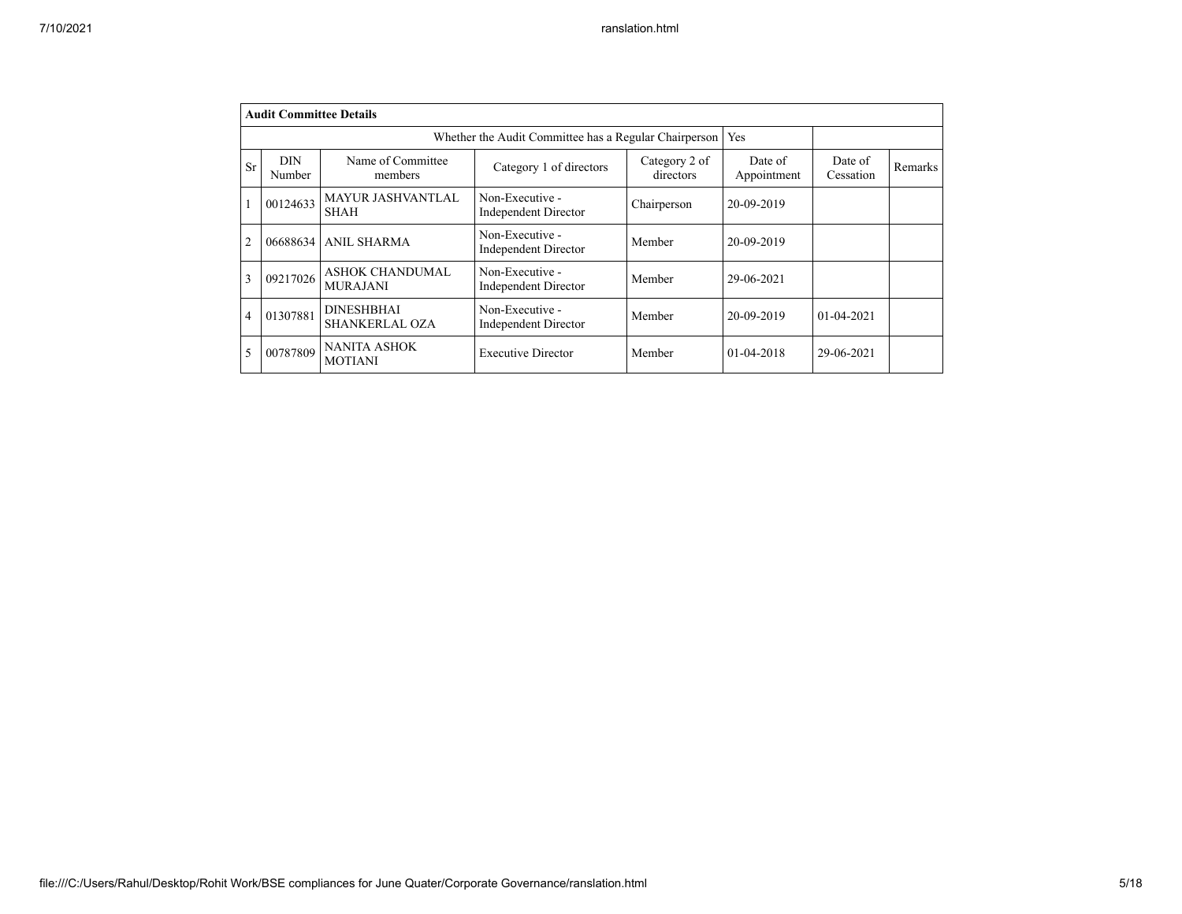| Audit Committee Details | | | | | | | |
|---|---|---|---|---|---|---|---|
| Whether the Audit Committee has a Regular Chairperson | | | | | Yes | | |
| Sr | DIN Number | Name of Committee members | Category 1 of directors | Category 2 of directors | Date of Appointment | Date of Cessation | Remarks |
| 1 | 00124633 | MAYUR JASHVANTLAL SHAH | Non-Executive - Independent Director | Chairperson | 20-09-2019 | | |
| 2 | 06688634 | ANIL SHARMA | Non-Executive - Independent Director | Member | 20-09-2019 | | |
| 3 | 09217026 | ASHOK CHANDUMAL MURAJANI | Non-Executive - Independent Director | Member | 29-06-2021 | | |
| 4 | 01307881 | DINESHBHAI SHANKERLAL OZA | Non-Executive - Independent Director | Member | 20-09-2019 | 01-04-2021 | |
| 5 | 00787809 | NANITA ASHOK MOTIANI | Executive Director | Member | 01-04-2018 | 29-06-2021 | |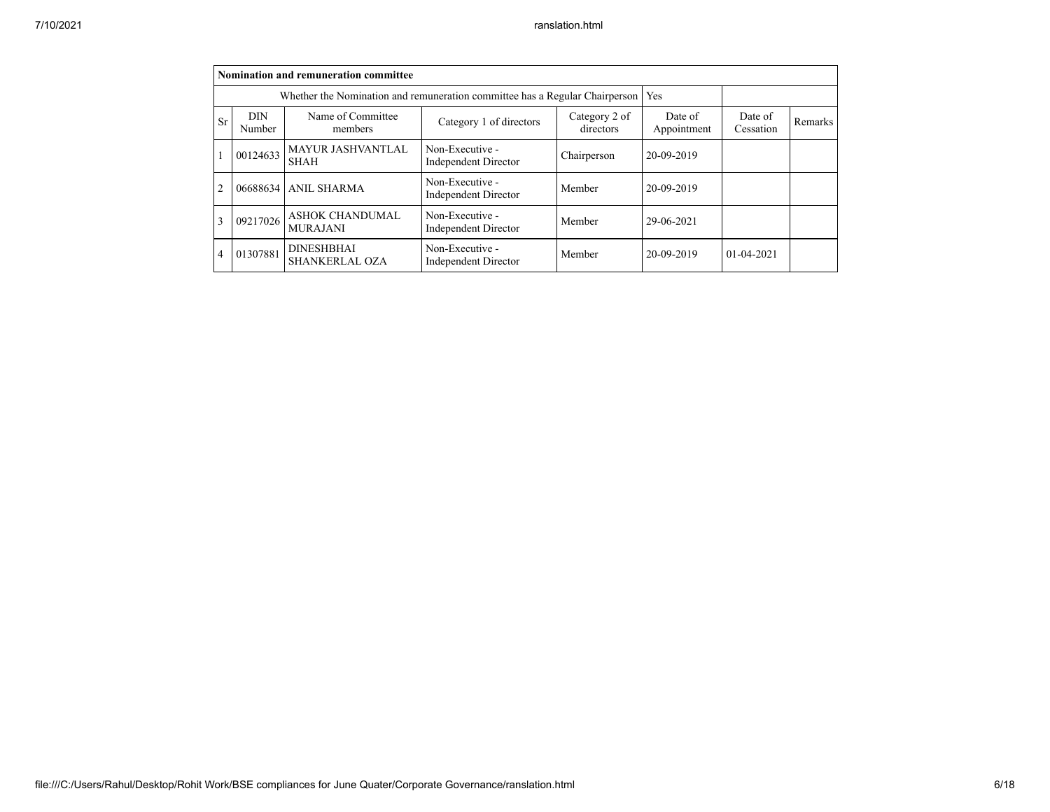| Nomination and remuneration committee | | | | | | | |
|---|---|---|---|---|---|---|---|
| Whether the Nomination and remuneration committee has a Regular Chairperson | | | | | Yes | | |
| Sr | DIN Number | Name of Committee members | Category 1 of directors | Category 2 of directors | Date of Appointment | Date of Cessation | Remarks |
| 1 | 00124633 | MAYUR JASHVANTLAL SHAH | Non-Executive - Independent Director | Chairperson | 20-09-2019 | | |
| 2 | 06688634 | ANIL SHARMA | Non-Executive - Independent Director | Member | 20-09-2019 | | |
| 3 | 09217026 | ASHOK CHANDUMAL MURAJANI | Non-Executive - Independent Director | Member | 29-06-2021 | | |
| 4 | 01307881 | DINESHBHAI SHANKERLAL OZA | Non-Executive - Independent Director | Member | 20-09-2019 | 01-04-2021 | |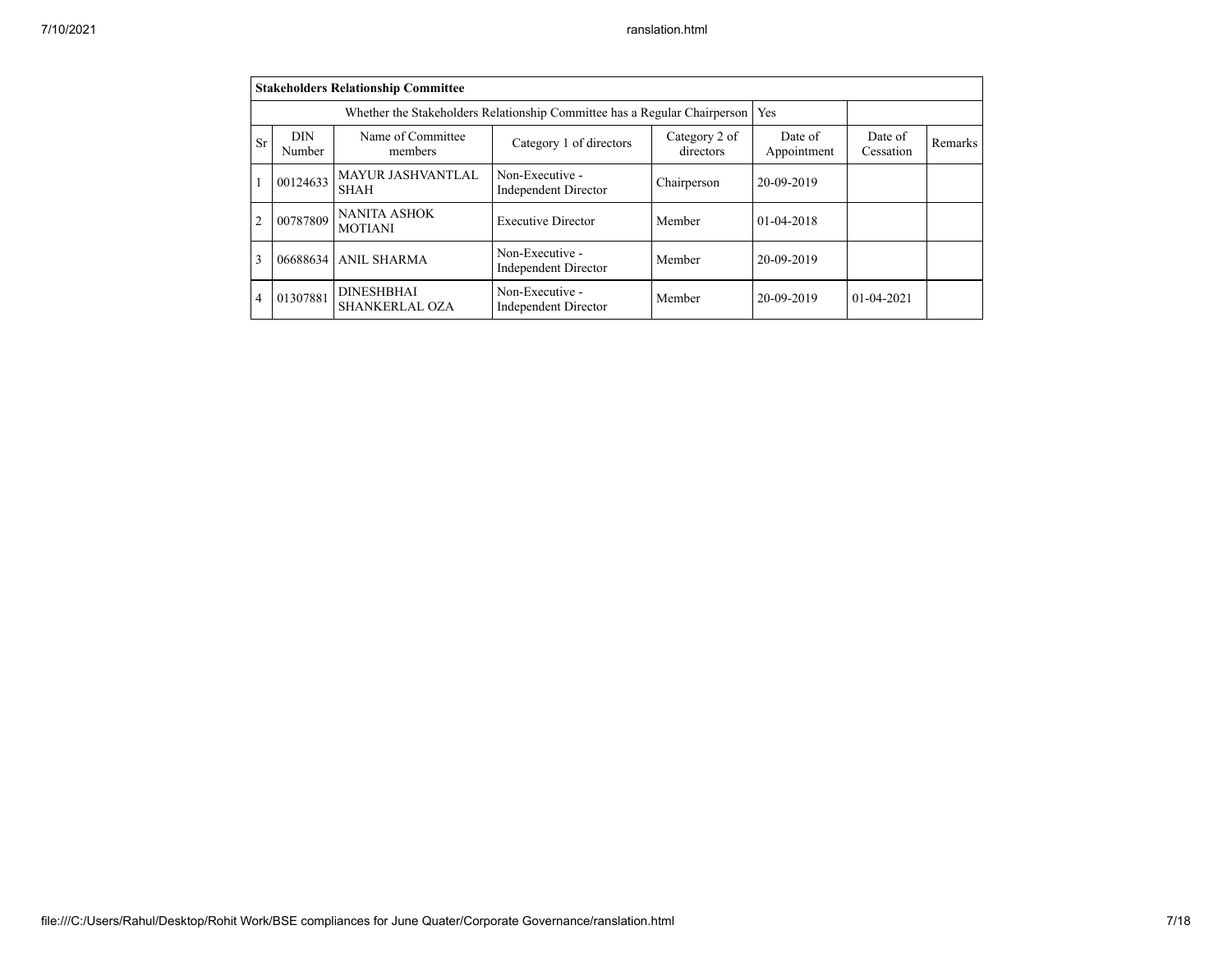| Stakeholders Relationship Committee | | | | | | | |
|---|---|---|---|---|---|---|---|
| Whether the Stakeholders Relationship Committee has a Regular Chairperson | | | | | Yes | | |
| Sr | DIN Number | Name of Committee members | Category 1 of directors | Category 2 of directors | Date of Appointment | Date of Cessation | Remarks |
| 1 | 00124633 | MAYUR JASHVANTLAL SHAH | Non-Executive - Independent Director | Chairperson | 20-09-2019 | | |
| 2 | 00787809 | NANITA ASHOK MOTIANI | Executive Director | Member | 01-04-2018 | | |
| 3 | 06688634 | ANIL SHARMA | Non-Executive - Independent Director | Member | 20-09-2019 | | |
| 4 | 01307881 | DINESHBHAI SHANKERLAL OZA | Non-Executive - Independent Director | Member | 20-09-2019 | 01-04-2021 | |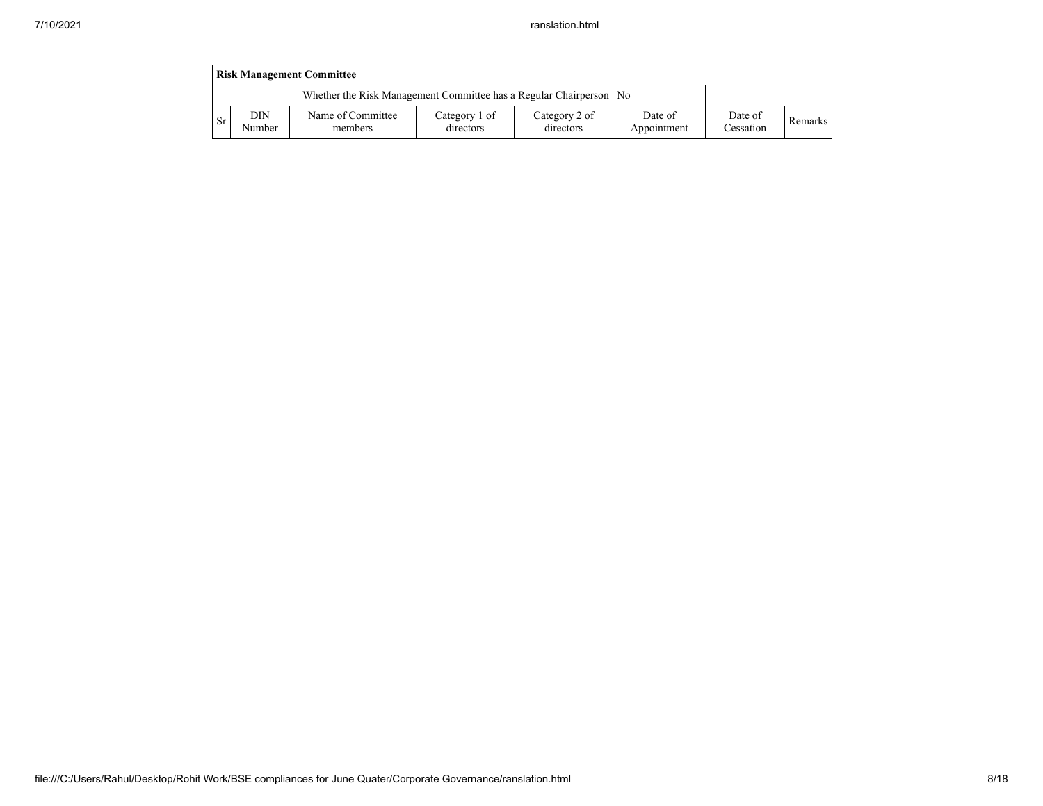| Risk Management Committee | | | | | | | |
|---|---|---|---|---|---|---|---|
| Whether the Risk Management Committee has a Regular Chairperson | | | | | No | | |
| Sr | DIN Number | Name of Committee members | Category 1 of directors | Category 2 of directors | Date of Appointment | Date of Cessation | Remarks |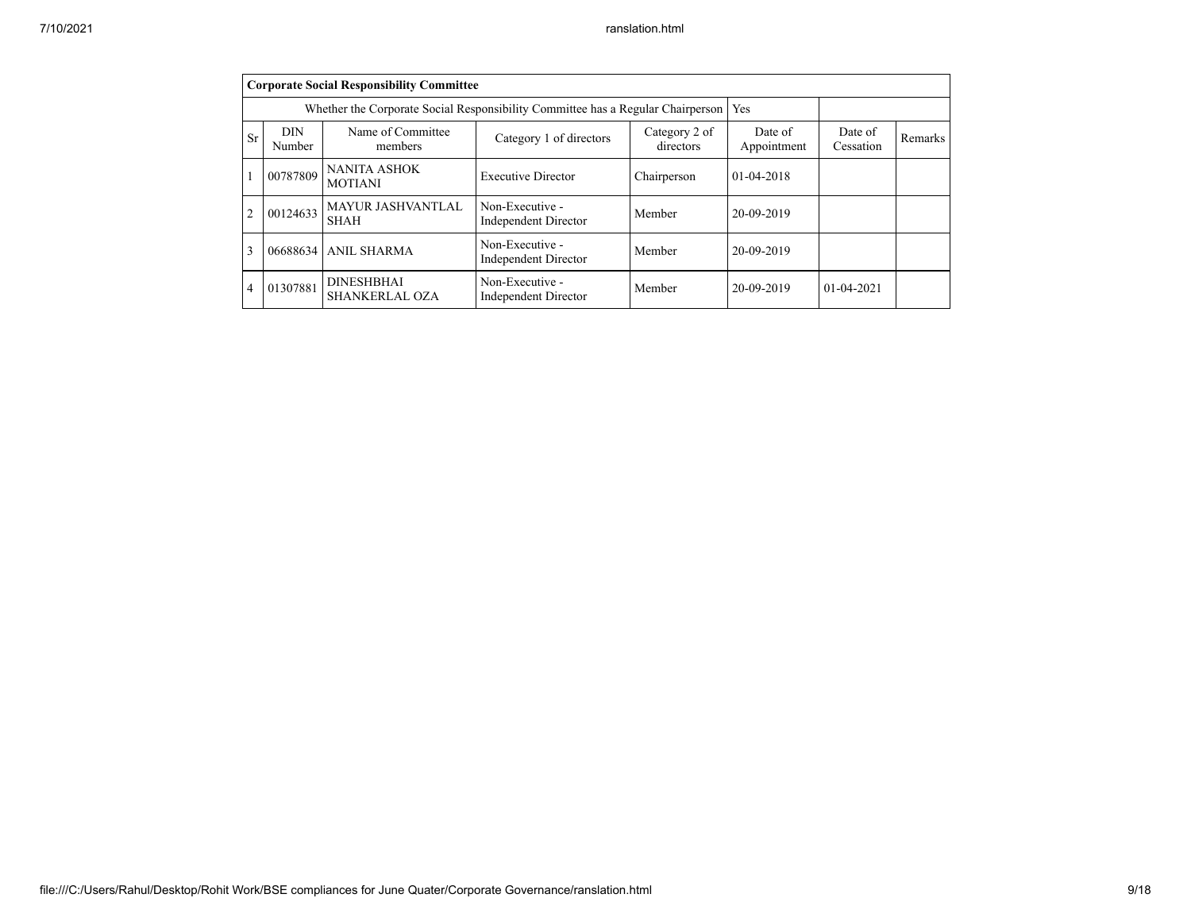| Corporate Social Responsibility Committee | | | | | | | | |
|---|---|---|---|---|---|---|---|---|
| Whether the Corporate Social Responsibility Committee has a Regular Chairperson | | | | | Yes | | | |
| Sr | DIN Number | Name of Committee members | Category 1 of directors | Category 2 of directors | Date of Appointment | Date of Cessation | Remarks |
| 1 | 00787809 | NANITA ASHOK MOTIANI | Executive Director | Chairperson | 01-04-2018 | | |
| 2 | 00124633 | MAYUR JASHVANTLAL SHAH | Non-Executive - Independent Director | Member | 20-09-2019 | | |
| 3 | 06688634 | ANIL SHARMA | Non-Executive - Independent Director | Member | 20-09-2019 | | |
| 4 | 01307881 | DINESHBHAI SHANKERLAL OZA | Non-Executive - Independent Director | Member | 20-09-2019 | 01-04-2021 | |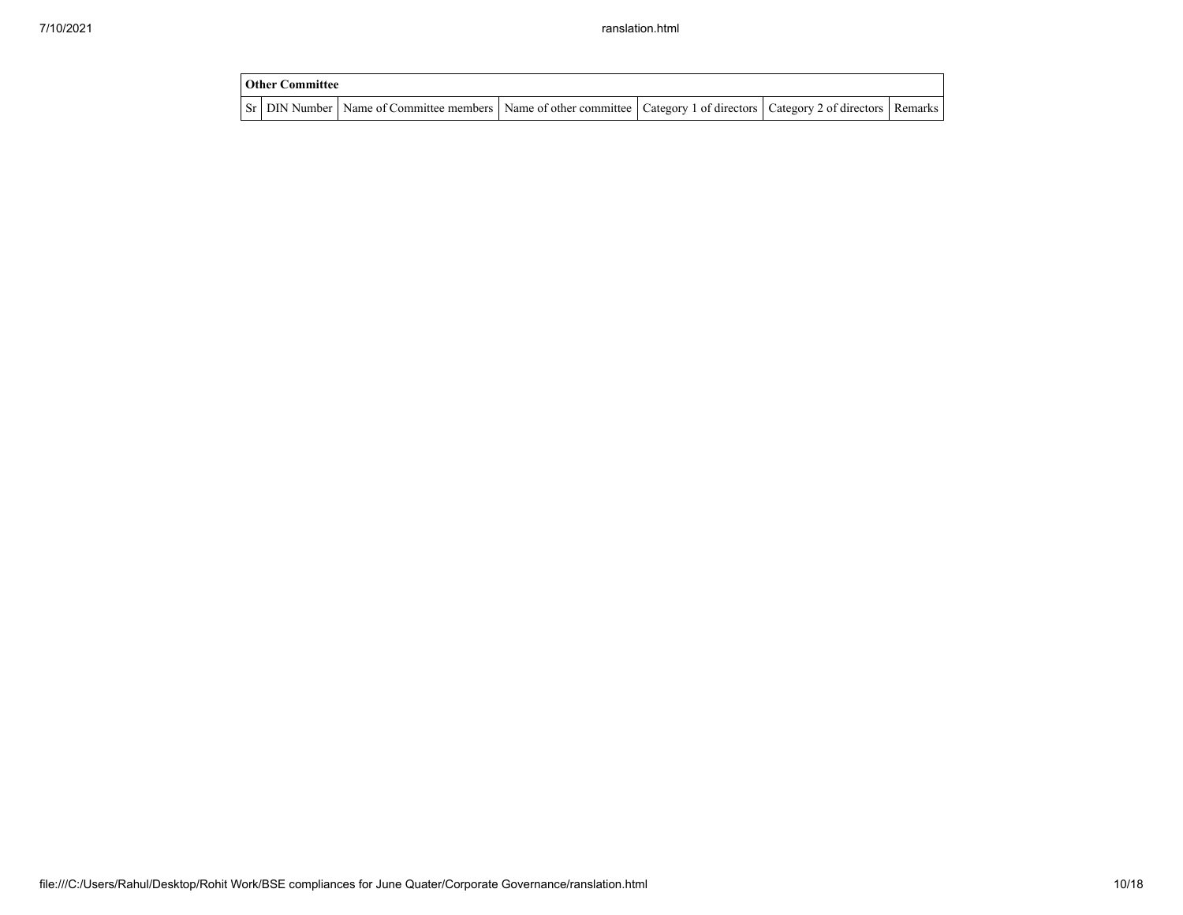| Other Committee | | | | | | |
|---|---|---|---|---|---|---|
| Sr | DIN Number | Name of Committee members | Name of other committee | Category 1 of directors | Category 2 of directors | Remarks |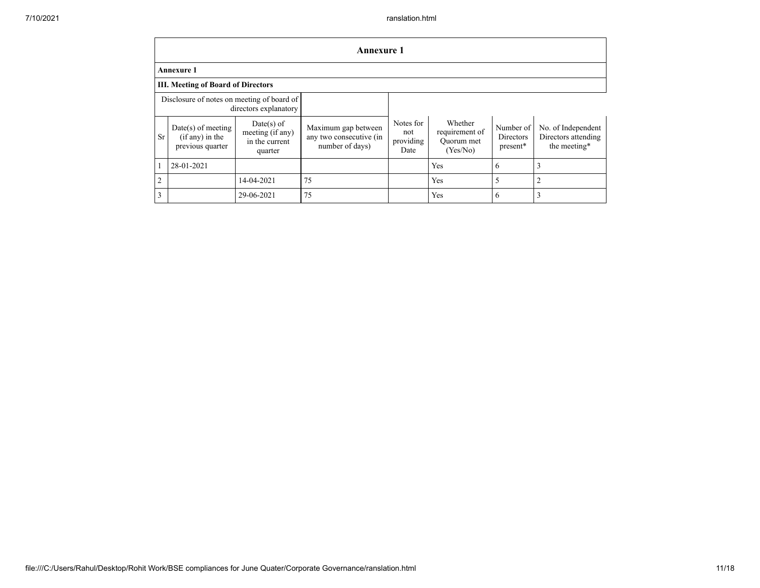## Annexure 1

**Annexure 1**

**III. Meeting of Board of Directors**

| Disclosure of notes on meeting of board of directors explanatory | | | | | | | |
|---|---|---|---|---|---|---|---|
| Sr | Date(s) of meeting (if any) in the previous quarter | Date(s) of meeting (if any) in the current quarter | Maximum gap between any two consecutive (in number of days) | Notes for not providing Date | Whether requirement of Quorum met (Yes/No) | Number of Directors present* | No. of Independent Directors attending the meeting* |
| 1 | 28-01-2021 | | | | Yes | 6 | 3 |
| 2 | | 14-04-2021 | 75 | | Yes | 5 | 2 |
| 3 | | 29-06-2021 | 75 | | Yes | 6 | 3 |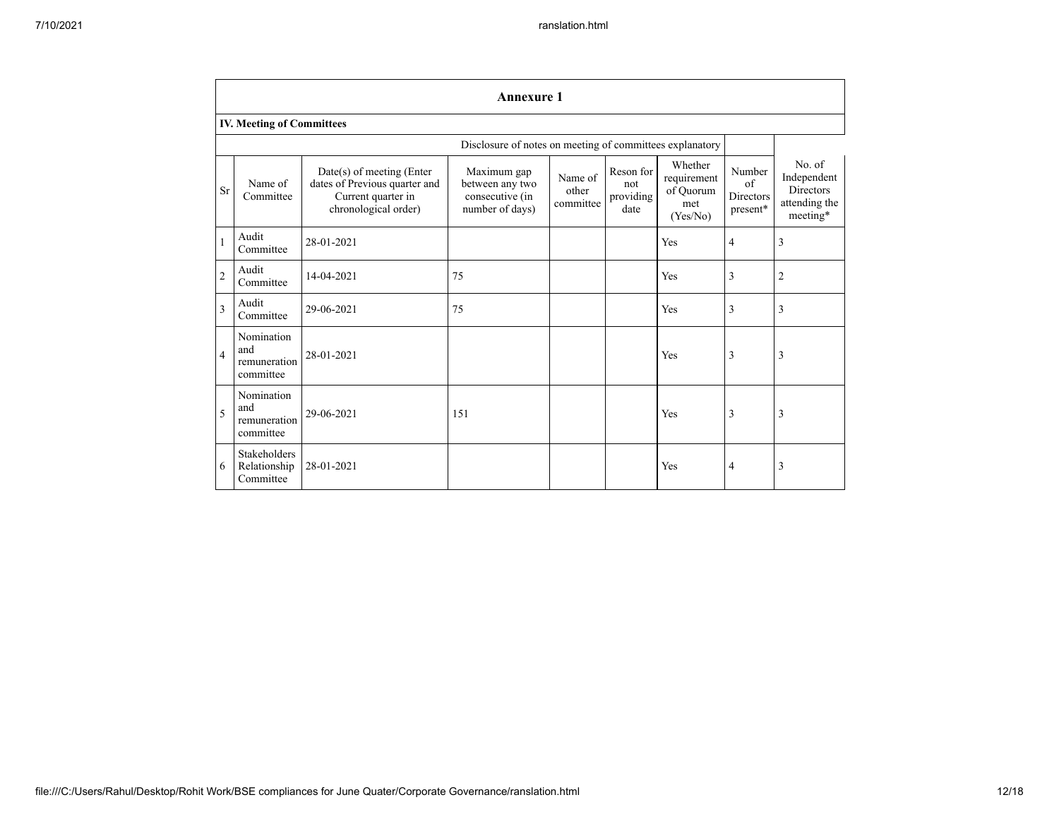## Annexure 1

### IV. Meeting of Committees

| | | | Disclosure of notes on meeting of committees explanatory | | | | | |
|---|---|---|---|---|---|---|---|---|
| Sr | Name of Committee | Date(s) of meeting (Enter dates of Previous quarter and Current quarter in chronological order) | Maximum gap between any two consecutive (in number of days) | Name of other committee | Reson for not providing date | Whether requirement of Quorum met (Yes/No) | Number of Directors present* | No. of Independent Directors attending the meeting* |
| 1 | Audit Committee | 28-01-2021 | | | | Yes | 4 | 3 |
| 2 | Audit Committee | 14-04-2021 | 75 | | | Yes | 3 | 2 |
| 3 | Audit Committee | 29-06-2021 | 75 | | | Yes | 3 | 3 |
| 4 | Nomination and remuneration committee | 28-01-2021 | | | | Yes | 3 | 3 |
| 5 | Nomination and remuneration committee | 29-06-2021 | 151 | | | Yes | 3 | 3 |
| 6 | Stakeholders Relationship Committee | 28-01-2021 | | | | Yes | 4 | 3 |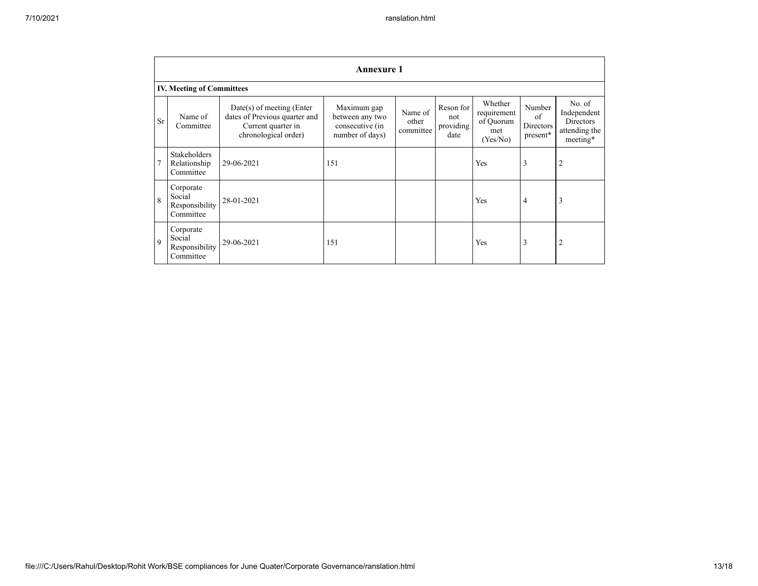## Annexure 1

**IV. Meeting of Committees**

| Sr | Name of Committee | Date(s) of meeting (Enter dates of Previous quarter and Current quarter in chronological order) | Maximum gap between any two consecutive (in number of days) | Name of other committee | Reson for not providing date | Whether requirement of Quorum met (Yes/No) | Number of Directors present* | No. of Independent Directors attending the meeting* |
|---|---|---|---|---|---|---|---|---|
| 7 | Stakeholders Relationship Committee | 29-06-2021 | 151 | | | Yes | 3 | 2 |
| 8 | Corporate Social Responsibility Committee | 28-01-2021 | | | | Yes | 4 | 3 |
| 9 | Corporate Social Responsibility Committee | 29-06-2021 | 151 | | | Yes | 3 | 2 |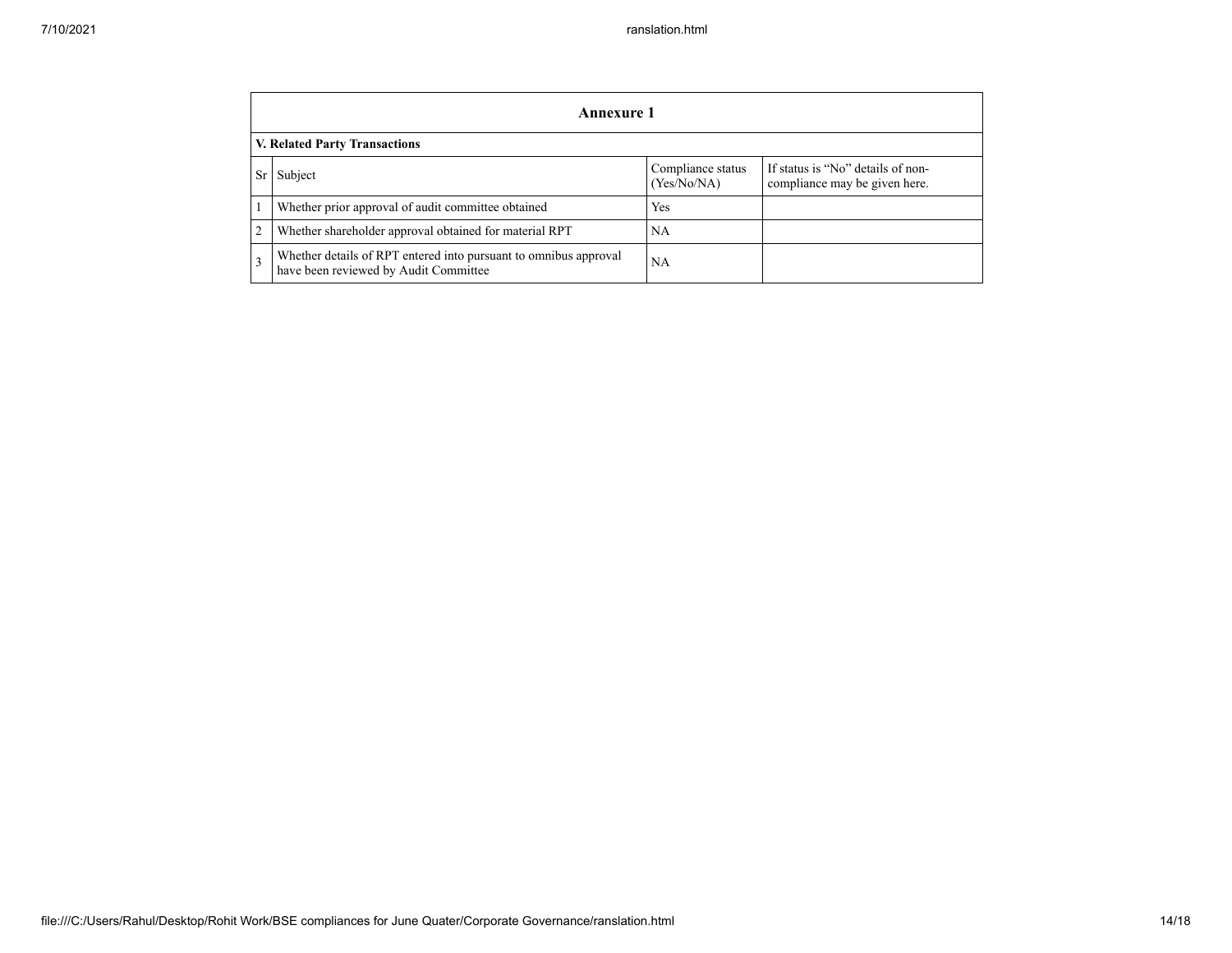| Annexure 1 | | | |
|---|---|---|---|
| **V. Related Party Transactions** | | | |
| Sr | Subject | Compliance status (Yes/No/NA) | If status is "No" details of non-compliance may be given here. |
| 1 | Whether prior approval of audit committee obtained | Yes | |
| 2 | Whether shareholder approval obtained for material RPT | NA | |
| 3 | Whether details of RPT entered into pursuant to omnibus approval have been reviewed by Audit Committee | NA | |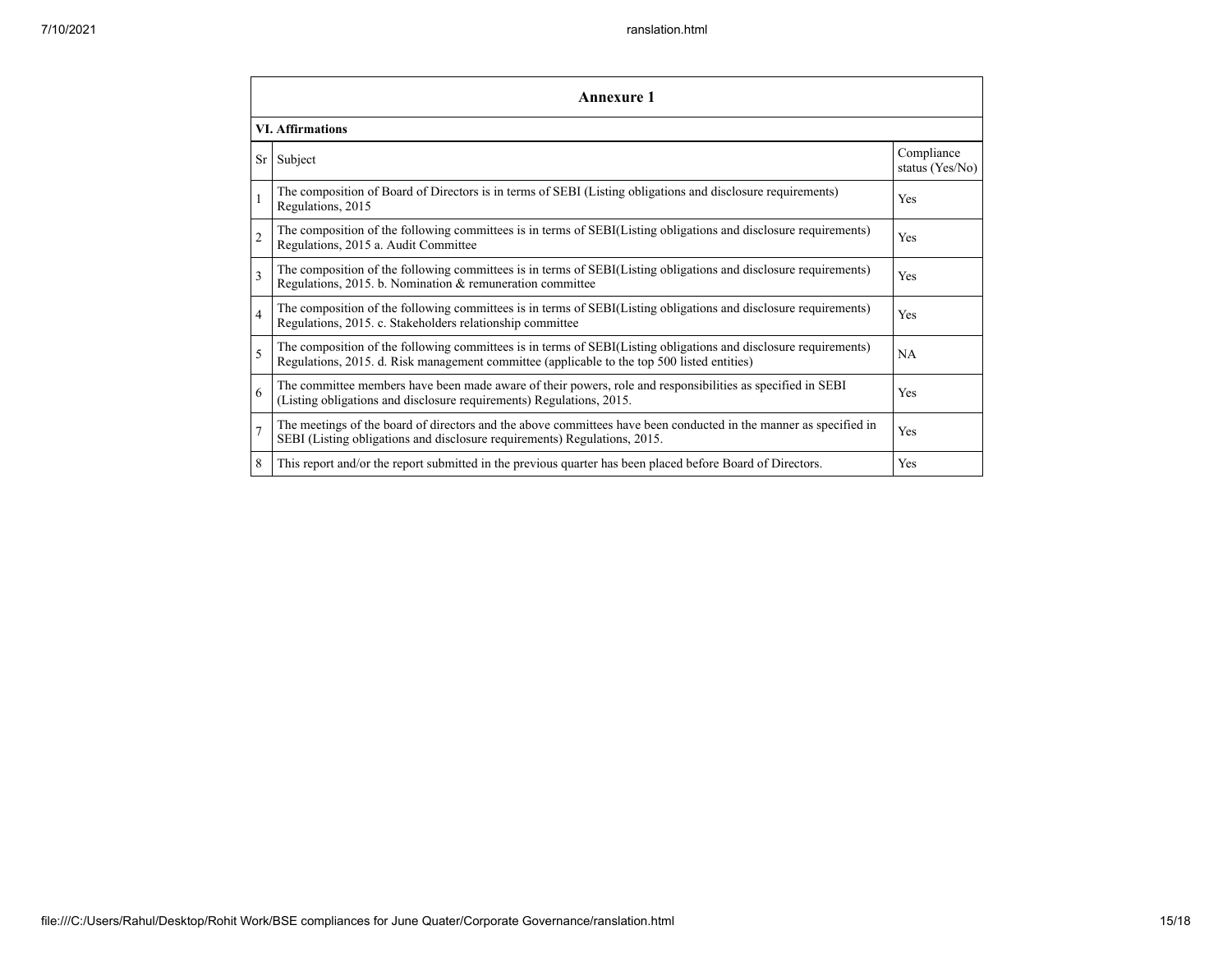| Annexure 1 | | |
|---|---|---|
| **VI. Affirmations** | | |
| Sr | Subject | Compliance status (Yes/No) |
| 1 | The composition of Board of Directors is in terms of SEBI (Listing obligations and disclosure requirements) Regulations, 2015 | Yes |
| 2 | The composition of the following committees is in terms of SEBI(Listing obligations and disclosure requirements) Regulations, 2015 a. Audit Committee | Yes |
| 3 | The composition of the following committees is in terms of SEBI(Listing obligations and disclosure requirements) Regulations, 2015. b. Nomination & remuneration committee | Yes |
| 4 | The composition of the following committees is in terms of SEBI(Listing obligations and disclosure requirements) Regulations, 2015. c. Stakeholders relationship committee | Yes |
| 5 | The composition of the following committees is in terms of SEBI(Listing obligations and disclosure requirements) Regulations, 2015. d. Risk management committee (applicable to the top 500 listed entities) | NA |
| 6 | The committee members have been made aware of their powers, role and responsibilities as specified in SEBI (Listing obligations and disclosure requirements) Regulations, 2015. | Yes |
| 7 | The meetings of the board of directors and the above committees have been conducted in the manner as specified in SEBI (Listing obligations and disclosure requirements) Regulations, 2015. | Yes |
| 8 | This report and/or the report submitted in the previous quarter has been placed before Board of Directors. | Yes |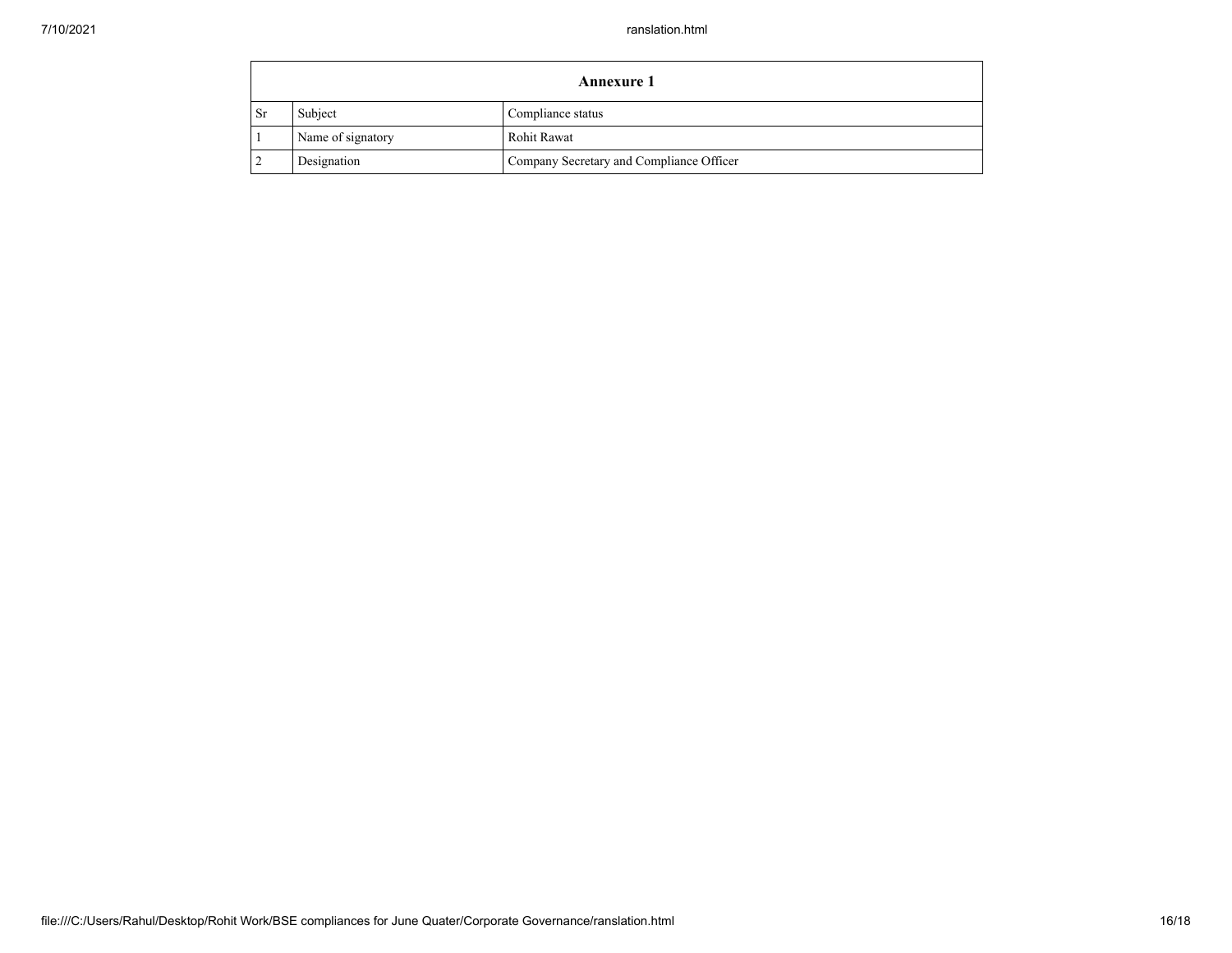| Annexure 1 | | |
|---|---|---|
| Sr | Subject | Compliance status |
| 1 | Name of signatory | Rohit Rawat |
| 2 | Designation | Company Secretary and Compliance Officer |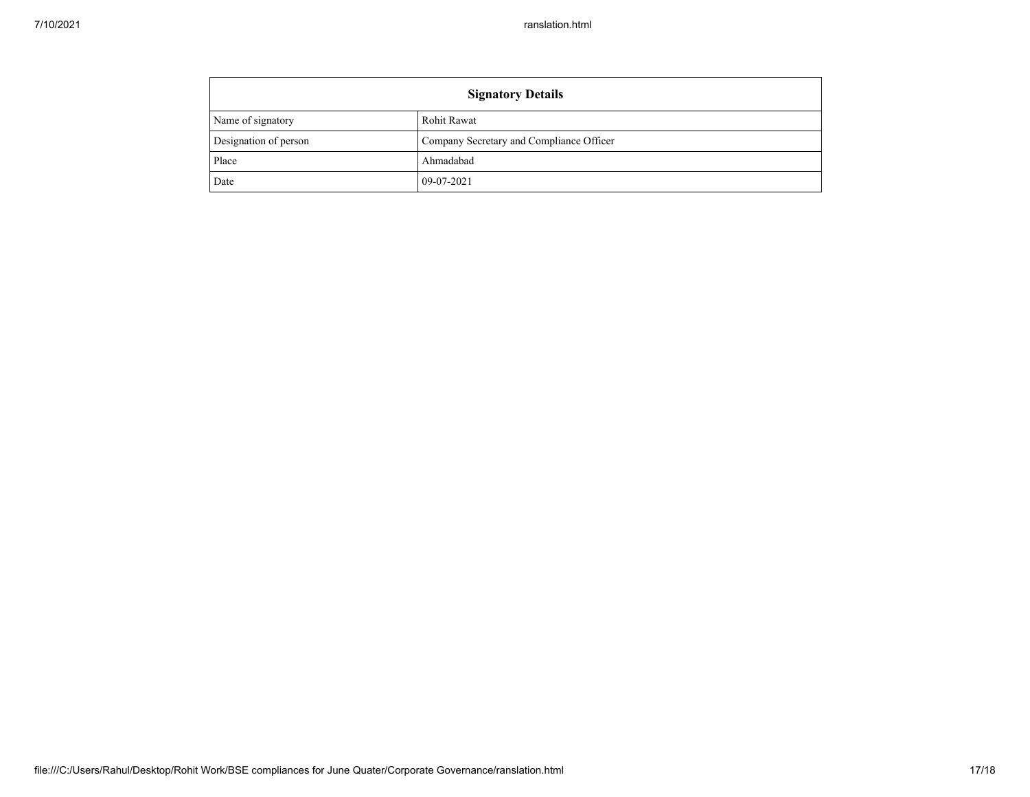| Signatory Details | |
|---|---|
| Name of signatory | Rohit Rawat |
| Designation of person | Company Secretary and Compliance Officer |
| Place | Ahmadabad |
| Date | 09-07-2021 |